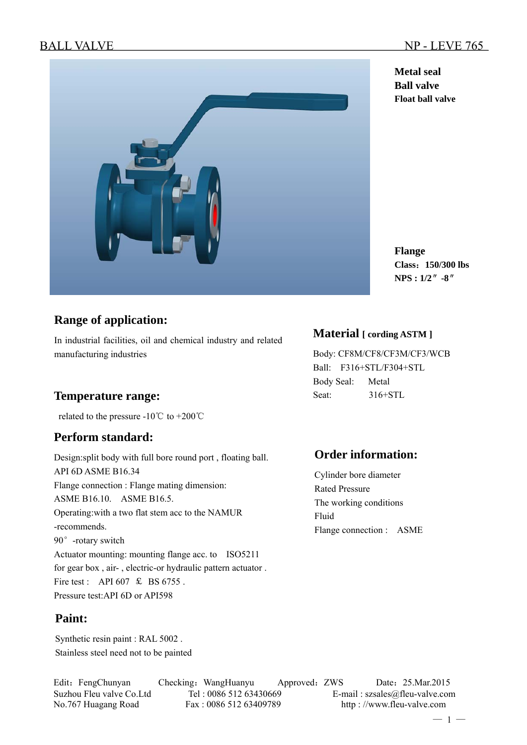BALL VALVE NP - LEVE 765

**Metal seal**
**Ball valve**
**Float ball valve**

**Flange**
**Class：150/300 lbs**
**NPS : 1/2″ -8″**

## Range of application:

In industrial facilities, oil and chemical industry and related manufacturing industries

## Temperature range:

related to the pressure -10℃ to +200℃

## Perform standard:

Design:split body with full bore round port , floating ball.
API 6D ASME B16.34
Flange connection : Flange mating dimension:
ASME B16.10. ASME B16.5.
Operating:with a two flat stem acc to the NAMUR -recommends.
90° -rotary switch
Actuator mounting: mounting flange acc. to ISO5211 for gear box , air- , electric-or hydraulic pattern actuator .
Fire test : API 607 ₤ BS 6755 .
Pressure test:API 6D or API598

## Paint:

Synthetic resin paint : RAL 5002 .
Stainless steel need not to be painted

## Material [ cording ASTM ]

Body: CF8M/CF8/CF3M/CF3/WCB
Ball: F316+STL/F304+STL
Body Seal: Metal
Seat: 316+STL

## Order information:

Cylinder bore diameter
Rated Pressure
The working conditions
Fluid
Flange connection : ASME

Edit：FengChunyan Checking：WangHuanyu Approved：ZWS Date：25.Mar.2015
Suzhou Fleu valve Co.Ltd Tel : 0086 512 63430669 E-mail : szsales@fleu-valve.com
No.767 Huagang Road Fax : 0086 512 63409789 http : //www.fleu-valve.com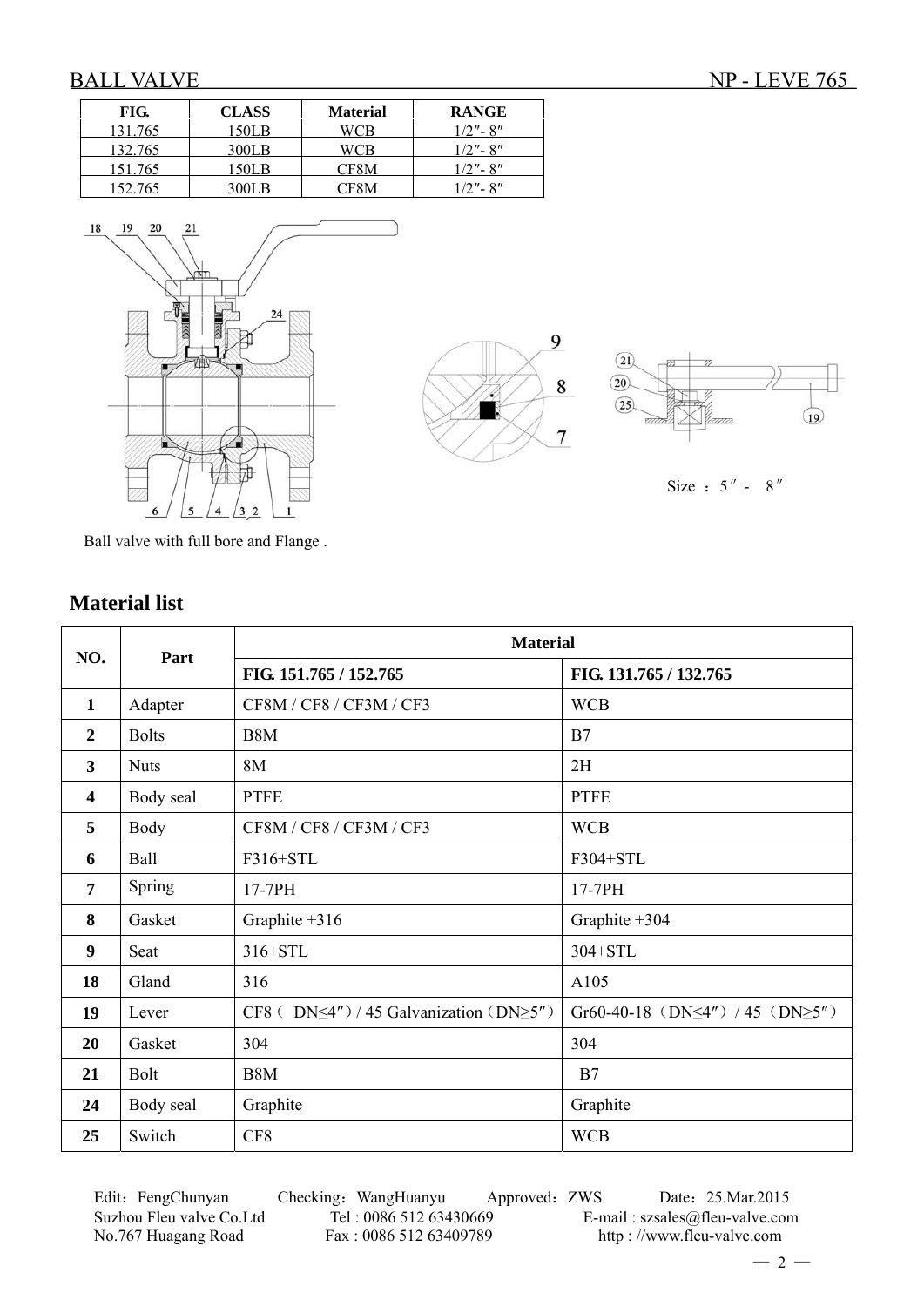## BALL VALVE NP - LEVE 765

| FIG. | CLASS | Material | RANGE |
|---|---|---|---|
| 131.765 | 150LB | WCB | 1/2″- 8″ |
| 132.765 | 300LB | WCB | 1/2″- 8″ |
| 151.765 | 150LB | CF8M | 1/2″- 8″ |
| 152.765 | 300LB | CF8M | 1/2″- 8″ |

Size ：5″ - 8″

Ball valve with full bore and Flange .

## Material list

| NO. | Part | Material | |
|---|---|---|---|
| | | FIG. 151.765 / 152.765 | FIG. 131.765 / 132.765 |
| **1** | Adapter | CF8M / CF8 / CF3M / CF3 | WCB |
| **2** | Bolts | B8M | B7 |
| **3** | Nuts | 8M | 2H |
| **4** | Body seal | PTFE | PTFE |
| **5** | Body | CF8M / CF8 / CF3M / CF3 | WCB |
| **6** | Ball | F316+STL | F304+STL |
| **7** | Spring | 17-7PH | 17-7PH |
| **8** | Gasket | Graphite +316 | Graphite +304 |
| **9** | Seat | 316+STL | 304+STL |
| **18** | Gland | 316 | A105 |
| **19** | Lever | CF8（ DN≤4″）/ 45 Galvanization（DN≥5″） | Gr60-40-18（DN≤4″）/ 45（DN≥5″） |
| **20** | Gasket | 304 | 304 |
| **21** | Bolt | B8M | B7 |
| **24** | Body seal | Graphite | Graphite |
| **25** | Switch | CF8 | WCB |

Edit：FengChunyan Checking：WangHuanyu Approved：ZWS Date：25.Mar.2015
Suzhou Fleu valve Co.Ltd Tel : 0086 512 63430669 E-mail : szsales@fleu-valve.com
No.767 Huagang Road Fax : 0086 512 63409789 http : //www.fleu-valve.com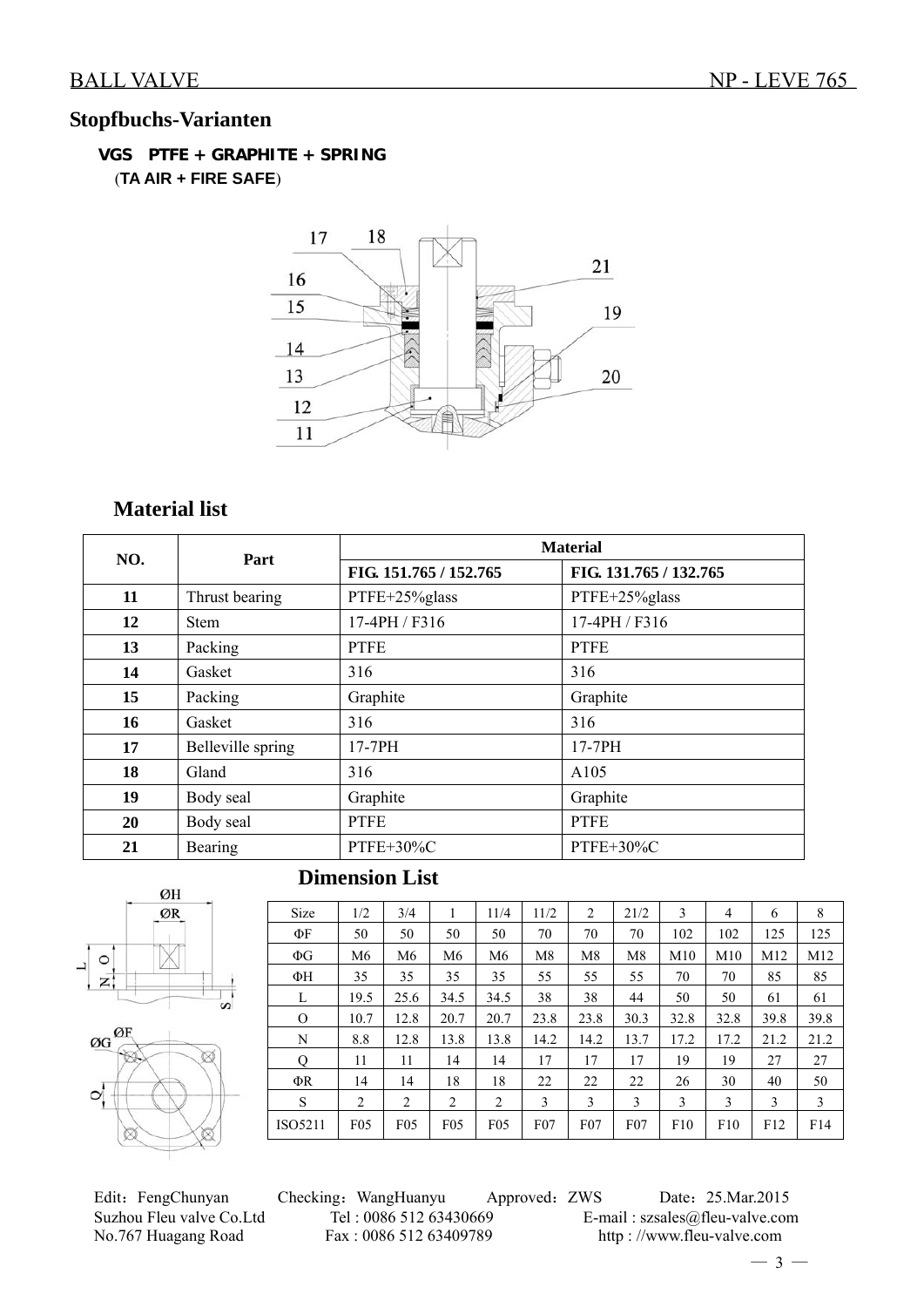## Stopfbuchs-Varianten

**VGS PTFE + GRAPHITE + SPRING**
(**TA AIR + FIRE SAFE**)

## Material list

| NO. | Part | Material | |
|---|---|---|---|
| | | FIG. 151.765 / 152.765 | FIG. 131.765 / 132.765 |
| **11** | Thrust bearing | PTFE+25%glass | PTFE+25%glass |
| **12** | Stem | 17-4PH / F316 | 17-4PH / F316 |
| **13** | Packing | PTFE | PTFE |
| **14** | Gasket | 316 | 316 |
| **15** | Packing | Graphite | Graphite |
| **16** | Gasket | 316 | 316 |
| **17** | Belleville spring | 17-7PH | 17-7PH |
| **18** | Gland | 316 | A105 |
| **19** | Body seal | Graphite | Graphite |
| **20** | Body seal | PTFE | PTFE |
| **21** | Bearing | PTFE+30%C | PTFE+30%C |

## Dimension List

| Size | 1/2 | 3/4 | 1 | 11/4 | 11/2 | 2 | 21/2 | 3 | 4 | 6 | 8 |
|---|---|---|---|---|---|---|---|---|---|---|---|
| ΦF | 50 | 50 | 50 | 50 | 70 | 70 | 70 | 102 | 102 | 125 | 125 |
| ΦG | M6 | M6 | M6 | M6 | M8 | M8 | M8 | M10 | M10 | M12 | M12 |
| ΦH | 35 | 35 | 35 | 35 | 55 | 55 | 55 | 70 | 70 | 85 | 85 |
| L | 19.5 | 25.6 | 34.5 | 34.5 | 38 | 38 | 44 | 50 | 50 | 61 | 61 |
| O | 10.7 | 12.8 | 20.7 | 20.7 | 23.8 | 23.8 | 30.3 | 32.8 | 32.8 | 39.8 | 39.8 |
| N | 8.8 | 12.8 | 13.8 | 13.8 | 14.2 | 14.2 | 13.7 | 17.2 | 17.2 | 21.2 | 21.2 |
| Q | 11 | 11 | 14 | 14 | 17 | 17 | 17 | 19 | 19 | 27 | 27 |
| ΦR | 14 | 14 | 18 | 18 | 22 | 22 | 22 | 26 | 30 | 40 | 50 |
| S | 2 | 2 | 2 | 2 | 3 | 3 | 3 | 3 | 3 | 3 | 3 |
| ISO5211 | F05 | F05 | F05 | F05 | F07 | F07 | F07 | F10 | F10 | F12 | F14 |

Edit：FengChunyan Checking：WangHuanyu Approved：ZWS Date：25.Mar.2015
Suzhou Fleu valve Co.Ltd Tel : 0086 512 63430669 E-mail : szsales@fleu-valve.com
No.767 Huagang Road Fax : 0086 512 63409789 http : //www.fleu-valve.com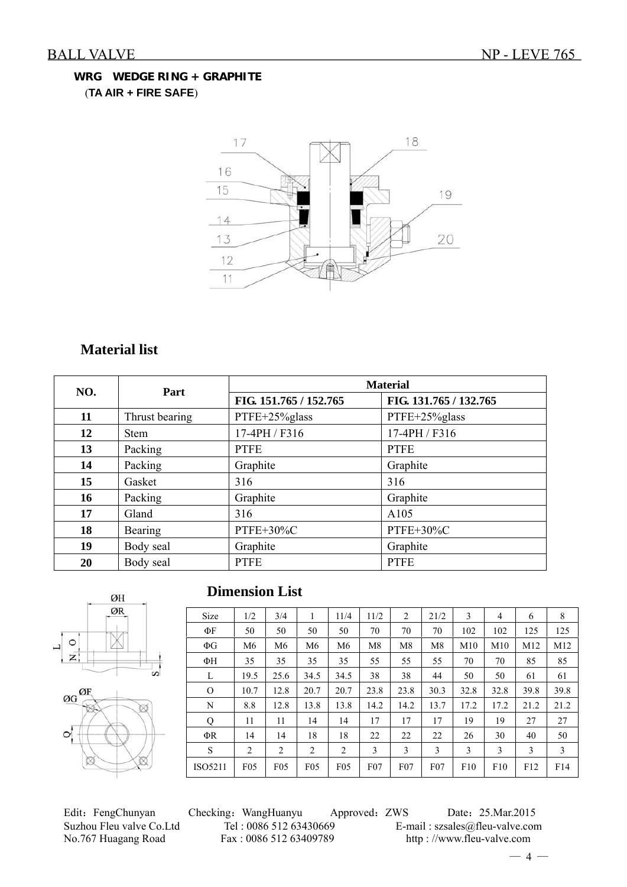**WRG WEDGE RING + GRAPHITE**
(**TA AIR + FIRE SAFE**)

## Material list

| NO. | Part | Material | |
|---|---|---|---|
| | | FIG. 151.765 / 152.765 | FIG. 131.765 / 132.765 |
| **11** | Thrust bearing | PTFE+25%glass | PTFE+25%glass |
| **12** | Stem | 17-4PH / F316 | 17-4PH / F316 |
| **13** | Packing | PTFE | PTFE |
| **14** | Packing | Graphite | Graphite |
| **15** | Gasket | 316 | 316 |
| **16** | Packing | Graphite | Graphite |
| **17** | Gland | 316 | A105 |
| **18** | Bearing | PTFE+30%C | PTFE+30%C |
| **19** | Body seal | Graphite | Graphite |
| **20** | Body seal | PTFE | PTFE |

## Dimension List

| Size | 1/2 | 3/4 | 1 | 11/4 | 11/2 | 2 | 21/2 | 3 | 4 | 6 | 8 |
|---|---|---|---|---|---|---|---|---|---|---|---|
| ΦF | 50 | 50 | 50 | 50 | 70 | 70 | 70 | 102 | 102 | 125 | 125 |
| ΦG | M6 | M6 | M6 | M6 | M8 | M8 | M8 | M10 | M10 | M12 | M12 |
| ΦH | 35 | 35 | 35 | 35 | 55 | 55 | 55 | 70 | 70 | 85 | 85 |
| L | 19.5 | 25.6 | 34.5 | 34.5 | 38 | 38 | 44 | 50 | 50 | 61 | 61 |
| O | 10.7 | 12.8 | 20.7 | 20.7 | 23.8 | 23.8 | 30.3 | 32.8 | 32.8 | 39.8 | 39.8 |
| N | 8.8 | 12.8 | 13.8 | 13.8 | 14.2 | 14.2 | 13.7 | 17.2 | 17.2 | 21.2 | 21.2 |
| Q | 11 | 11 | 14 | 14 | 17 | 17 | 17 | 19 | 19 | 27 | 27 |
| ΦR | 14 | 14 | 18 | 18 | 22 | 22 | 22 | 26 | 30 | 40 | 50 |
| S | 2 | 2 | 2 | 2 | 3 | 3 | 3 | 3 | 3 | 3 | 3 |
| ISO5211 | F05 | F05 | F05 | F05 | F07 | F07 | F07 | F10 | F10 | F12 | F14 |

Edit：FengChunyan Checking：WangHuanyu Approved：ZWS Date：25.Mar.2015
Suzhou Fleu valve Co.Ltd Tel : 0086 512 63430669 E-mail : szsales@fleu-valve.com
No.767 Huagang Road Fax : 0086 512 63409789 http : //www.fleu-valve.com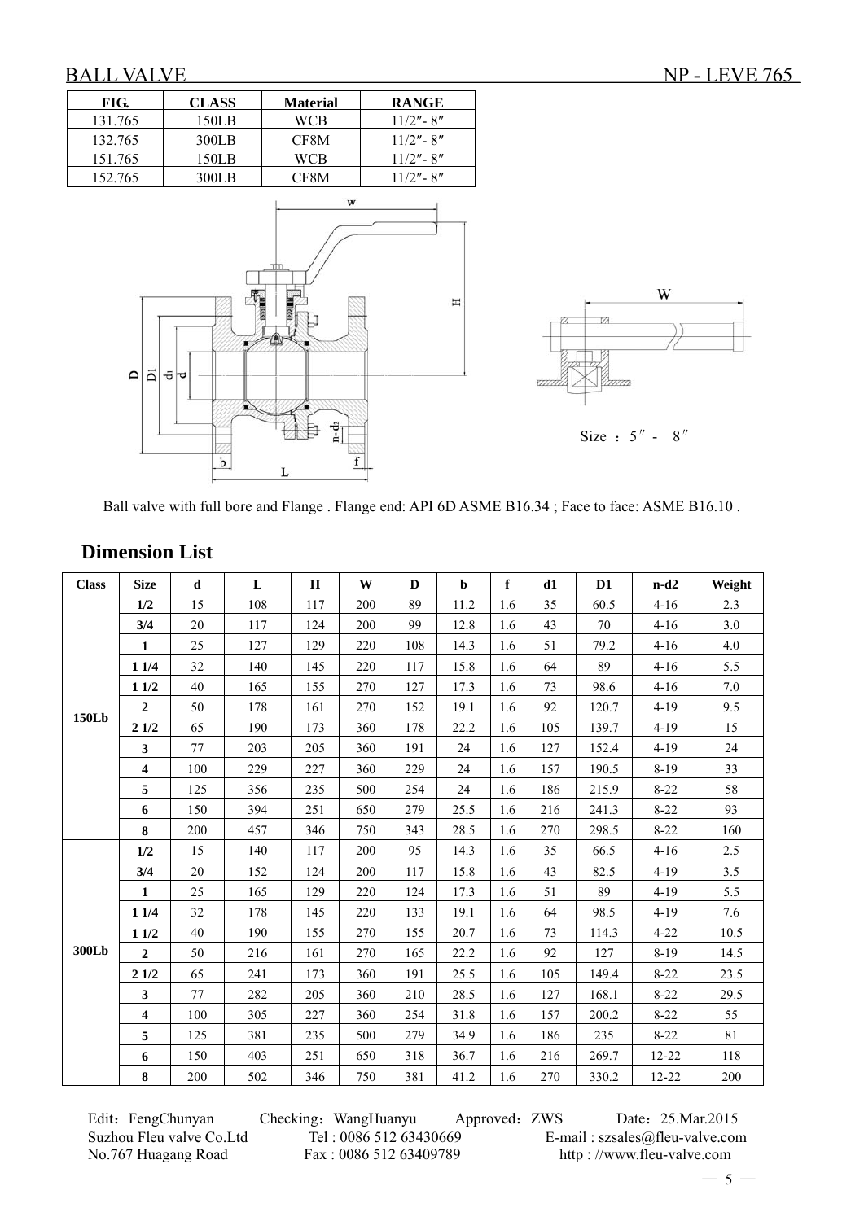# BALL VALVE

NP - LEVE 765

| FIG. | CLASS | Material | RANGE |
|---|---|---|---|
| 131.765 | 150LB | WCB | 11/2″- 8″ |
| 132.765 | 300LB | CF8M | 11/2″- 8″ |
| 151.765 | 150LB | WCB | 11/2″- 8″ |
| 152.765 | 300LB | CF8M | 11/2″- 8″ |

Size ：5″ - 8″

Ball valve with full bore and Flange . Flange end: API 6D ASME B16.34 ; Face to face: ASME B16.10 .

## Dimension List

| Class | Size | d | L | H | W | D | b | f | d1 | D1 | n-d2 | Weight |
|---|---|---|---|---|---|---|---|---|---|---|---|---|
| 150Lb | 1/2 | 15 | 108 | 117 | 200 | 89 | 11.2 | 1.6 | 35 | 60.5 | 4-16 | 2.3 |
| | 3/4 | 20 | 117 | 124 | 200 | 99 | 12.8 | 1.6 | 43 | 70 | 4-16 | 3.0 |
| | 1 | 25 | 127 | 129 | 220 | 108 | 14.3 | 1.6 | 51 | 79.2 | 4-16 | 4.0 |
| | 1 1/4 | 32 | 140 | 145 | 220 | 117 | 15.8 | 1.6 | 64 | 89 | 4-16 | 5.5 |
| | 1 1/2 | 40 | 165 | 155 | 270 | 127 | 17.3 | 1.6 | 73 | 98.6 | 4-16 | 7.0 |
| | 2 | 50 | 178 | 161 | 270 | 152 | 19.1 | 1.6 | 92 | 120.7 | 4-19 | 9.5 |
| | 2 1/2 | 65 | 190 | 173 | 360 | 178 | 22.2 | 1.6 | 105 | 139.7 | 4-19 | 15 |
| | 3 | 77 | 203 | 205 | 360 | 191 | 24 | 1.6 | 127 | 152.4 | 4-19 | 24 |
| | 4 | 100 | 229 | 227 | 360 | 229 | 24 | 1.6 | 157 | 190.5 | 8-19 | 33 |
| | 5 | 125 | 356 | 235 | 500 | 254 | 24 | 1.6 | 186 | 215.9 | 8-22 | 58 |
| | 6 | 150 | 394 | 251 | 650 | 279 | 25.5 | 1.6 | 216 | 241.3 | 8-22 | 93 |
| | 8 | 200 | 457 | 346 | 750 | 343 | 28.5 | 1.6 | 270 | 298.5 | 8-22 | 160 |
| 300Lb | 1/2 | 15 | 140 | 117 | 200 | 95 | 14.3 | 1.6 | 35 | 66.5 | 4-16 | 2.5 |
| | 3/4 | 20 | 152 | 124 | 200 | 117 | 15.8 | 1.6 | 43 | 82.5 | 4-19 | 3.5 |
| | 1 | 25 | 165 | 129 | 220 | 124 | 17.3 | 1.6 | 51 | 89 | 4-19 | 5.5 |
| | 1 1/4 | 32 | 178 | 145 | 220 | 133 | 19.1 | 1.6 | 64 | 98.5 | 4-19 | 7.6 |
| | 1 1/2 | 40 | 190 | 155 | 270 | 155 | 20.7 | 1.6 | 73 | 114.3 | 4-22 | 10.5 |
| | 2 | 50 | 216 | 161 | 270 | 165 | 22.2 | 1.6 | 92 | 127 | 8-19 | 14.5 |
| | 2 1/2 | 65 | 241 | 173 | 360 | 191 | 25.5 | 1.6 | 105 | 149.4 | 8-22 | 23.5 |
| | 3 | 77 | 282 | 205 | 360 | 210 | 28.5 | 1.6 | 127 | 168.1 | 8-22 | 29.5 |
| | 4 | 100 | 305 | 227 | 360 | 254 | 31.8 | 1.6 | 157 | 200.2 | 8-22 | 55 |
| | 5 | 125 | 381 | 235 | 500 | 279 | 34.9 | 1.6 | 186 | 235 | 8-22 | 81 |
| | 6 | 150 | 403 | 251 | 650 | 318 | 36.7 | 1.6 | 216 | 269.7 | 12-22 | 118 |
| | 8 | 200 | 502 | 346 | 750 | 381 | 41.2 | 1.6 | 270 | 330.2 | 12-22 | 200 |

Edit：FengChunyan　Checking：WangHuanyu　Approved：ZWS　Date：25.Mar.2015

Suzhou Fleu valve Co.Ltd　Tel : 0086 512 63430669　E-mail : szsales@fleu-valve.com

No.767 Huagang Road　Fax : 0086 512 63409789　http : //www.fleu-valve.com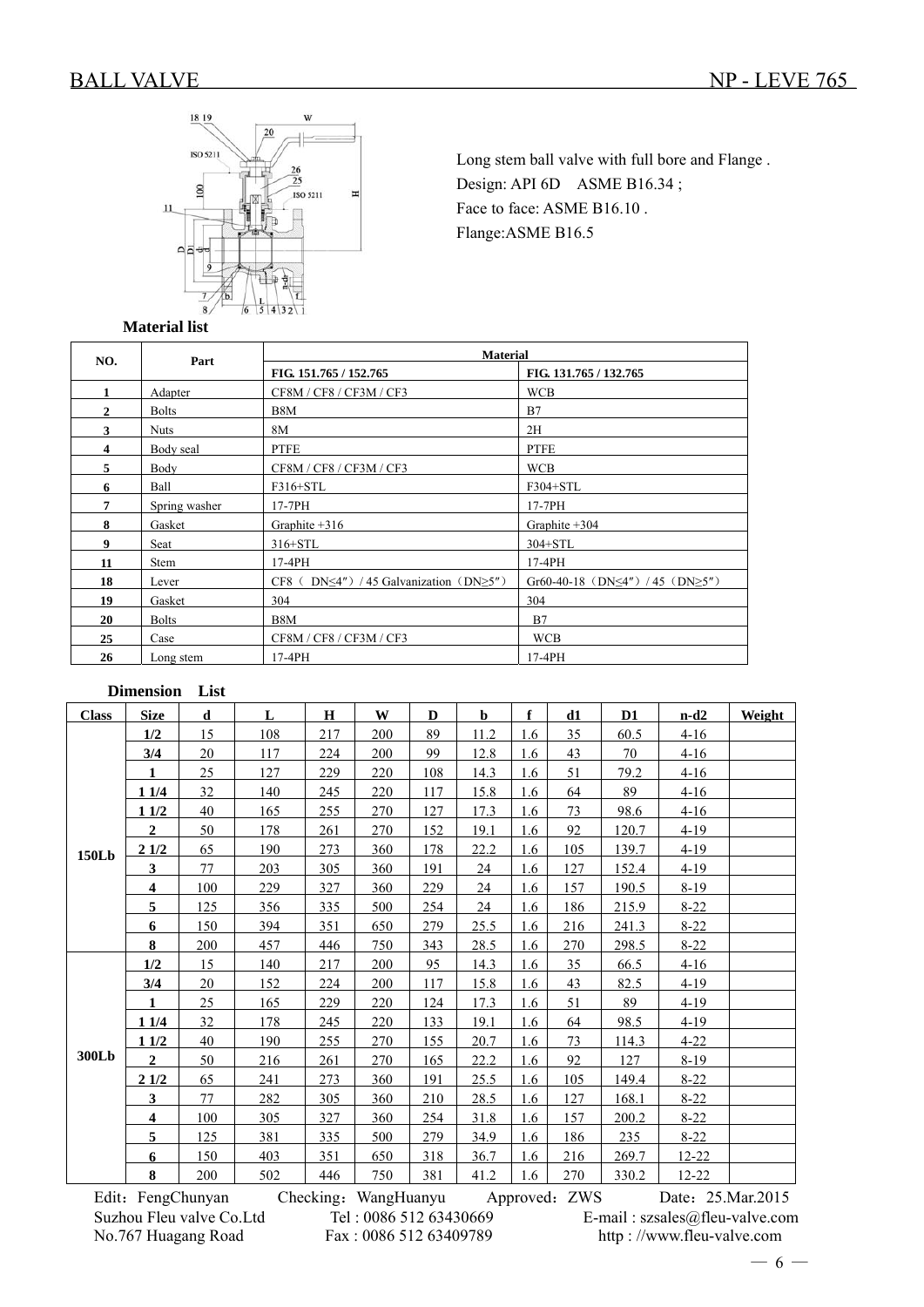# BALL VALVE NP - LEVE 765

Long stem ball valve with full bore and Flange .
Design: API 6D ASME B16.34 ;
Face to face: ASME B16.10 .
Flange:ASME B16.5

**Material list**

| NO. | Part | Material | |
|---|---|---|---|
| | | FIG. 151.765 / 152.765 | FIG. 131.765 / 132.765 |
| 1 | Adapter | CF8M / CF8 / CF3M / CF3 | WCB |
| 2 | Bolts | B8M | B7 |
| 3 | Nuts | 8M | 2H |
| 4 | Body seal | PTFE | PTFE |
| 5 | Body | CF8M / CF8 / CF3M / CF3 | WCB |
| 6 | Ball | F316+STL | F304+STL |
| 7 | Spring washer | 17-7PH | 17-7PH |
| 8 | Gasket | Graphite +316 | Graphite +304 |
| 9 | Seat | 316+STL | 304+STL |
| 11 | Stem | 17-4PH | 17-4PH |
| 18 | Lever | CF8（ DN≤4″）/ 45 Galvanization（DN≥5″） | Gr60-40-18（DN≤4″）/ 45（DN≥5″） |
| 19 | Gasket | 304 | 304 |
| 20 | Bolts | B8M | B7 |
| 25 | Case | CF8M / CF8 / CF3M / CF3 | WCB |
| 26 | Long stem | 17-4PH | 17-4PH |

**Dimension List**

| Class | Size | d | L | H | W | D | b | f | d1 | D1 | n-d2 | Weight |
|---|---|---|---|---|---|---|---|---|---|---|---|---|
| 150Lb | 1/2 | 15 | 108 | 217 | 200 | 89 | 11.2 | 1.6 | 35 | 60.5 | 4-16 | |
| | 3/4 | 20 | 117 | 224 | 200 | 99 | 12.8 | 1.6 | 43 | 70 | 4-16 | |
| | 1 | 25 | 127 | 229 | 220 | 108 | 14.3 | 1.6 | 51 | 79.2 | 4-16 | |
| | 1 1/4 | 32 | 140 | 245 | 220 | 117 | 15.8 | 1.6 | 64 | 89 | 4-16 | |
| | 1 1/2 | 40 | 165 | 255 | 270 | 127 | 17.3 | 1.6 | 73 | 98.6 | 4-16 | |
| | 2 | 50 | 178 | 261 | 270 | 152 | 19.1 | 1.6 | 92 | 120.7 | 4-19 | |
| | 2 1/2 | 65 | 190 | 273 | 360 | 178 | 22.2 | 1.6 | 105 | 139.7 | 4-19 | |
| | 3 | 77 | 203 | 305 | 360 | 191 | 24 | 1.6 | 127 | 152.4 | 4-19 | |
| | 4 | 100 | 229 | 327 | 360 | 229 | 24 | 1.6 | 157 | 190.5 | 8-19 | |
| | 5 | 125 | 356 | 335 | 500 | 254 | 24 | 1.6 | 186 | 215.9 | 8-22 | |
| | 6 | 150 | 394 | 351 | 650 | 279 | 25.5 | 1.6 | 216 | 241.3 | 8-22 | |
| | 8 | 200 | 457 | 446 | 750 | 343 | 28.5 | 1.6 | 270 | 298.5 | 8-22 | |
| 300Lb | 1/2 | 15 | 140 | 217 | 200 | 95 | 14.3 | 1.6 | 35 | 66.5 | 4-16 | |
| | 3/4 | 20 | 152 | 224 | 200 | 117 | 15.8 | 1.6 | 43 | 82.5 | 4-19 | |
| | 1 | 25 | 165 | 229 | 220 | 124 | 17.3 | 1.6 | 51 | 89 | 4-19 | |
| | 1 1/4 | 32 | 178 | 245 | 220 | 133 | 19.1 | 1.6 | 64 | 98.5 | 4-19 | |
| | 1 1/2 | 40 | 190 | 255 | 270 | 155 | 20.7 | 1.6 | 73 | 114.3 | 4-22 | |
| | 2 | 50 | 216 | 261 | 270 | 165 | 22.2 | 1.6 | 92 | 127 | 8-19 | |
| | 2 1/2 | 65 | 241 | 273 | 360 | 191 | 25.5 | 1.6 | 105 | 149.4 | 8-22 | |
| | 3 | 77 | 282 | 305 | 360 | 210 | 28.5 | 1.6 | 127 | 168.1 | 8-22 | |
| | 4 | 100 | 305 | 327 | 360 | 254 | 31.8 | 1.6 | 157 | 200.2 | 8-22 | |
| | 5 | 125 | 381 | 335 | 500 | 279 | 34.9 | 1.6 | 186 | 235 | 8-22 | |
| | 6 | 150 | 403 | 351 | 650 | 318 | 36.7 | 1.6 | 216 | 269.7 | 12-22 | |
| | 8 | 200 | 502 | 446 | 750 | 381 | 41.2 | 1.6 | 270 | 330.2 | 12-22 | |

Edit：FengChunyan Checking：WangHuanyu Approved：ZWS Date：25.Mar.2015
Suzhou Fleu valve Co.Ltd Tel : 0086 512 63430669 E-mail : szsales@fleu-valve.com
No.767 Huagang Road Fax : 0086 512 63409789 http : //www.fleu-valve.com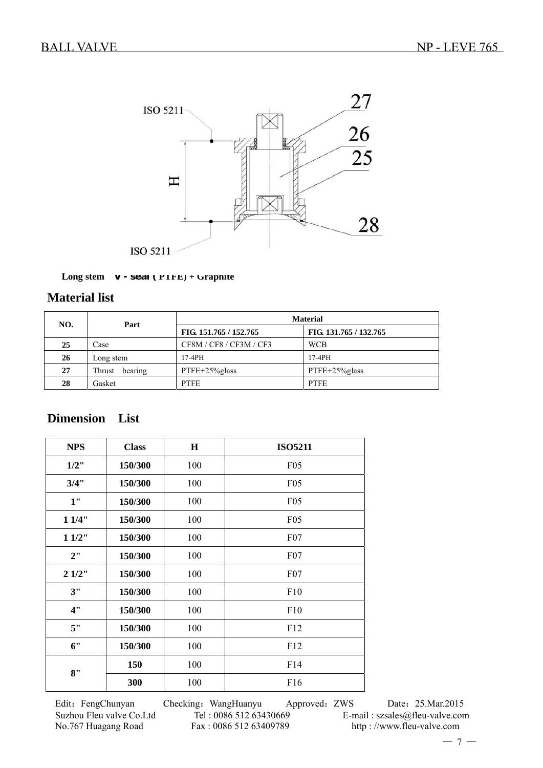ISO 5211

27

26

25

H

28

ISO 5211

**Long stem V - seal ( PTFE) + Graphite**

## Material list

| NO. | Part | Material | |
|---|---|---|---|
| | | FIG. 151.765 / 152.765 | FIG. 131.765 / 132.765 |
| 25 | Case | CF8M / CF8 / CF3M / CF3 | WCB |
| 26 | Long stem | 17-4PH | 17-4PH |
| 27 | Thrust bearing | PTFE+25%glass | PTFE+25%glass |
| 28 | Gasket | PTFE | PTFE |

## Dimension List

| NPS | Class | H | ISO5211 |
|---|---|---|---|
| 1/2" | 150/300 | 100 | F05 |
| 3/4" | 150/300 | 100 | F05 |
| 1" | 150/300 | 100 | F05 |
| 1 1/4" | 150/300 | 100 | F05 |
| 1 1/2" | 150/300 | 100 | F07 |
| 2" | 150/300 | 100 | F07 |
| 2 1/2" | 150/300 | 100 | F07 |
| 3" | 150/300 | 100 | F10 |
| 4" | 150/300 | 100 | F10 |
| 5" | 150/300 | 100 | F12 |
| 6" | 150/300 | 100 | F12 |
| 8" | 150 | 100 | F14 |
| | 300 | 100 | F16 |

Edit：FengChunyan Checking：WangHuanyu Approved：ZWS Date：25.Mar.2015
Suzhou Fleu valve Co.Ltd Tel : 0086 512 63430669 E-mail : szsales@fleu-valve.com
No.767 Huagang Road Fax : 0086 512 63409789 http : //www.fleu-valve.com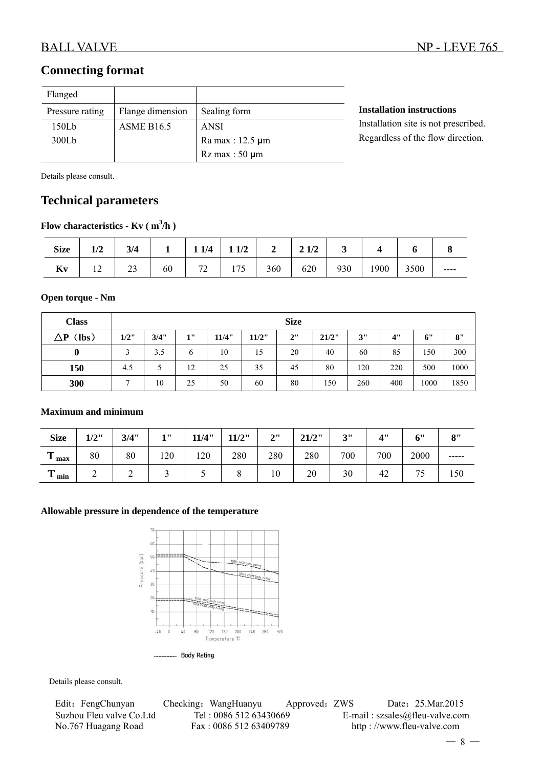## Connecting format

| Flanged | | |
|---|---|---|
| Pressure rating | Flange dimension | Sealing form |
| 150Lb<br>300Lb | ASME B16.5 | ANSI<br>Ra max : 12.5 μm<br>Rz max : 50 μm |

**Installation instructions**

Installation site is not prescribed.
Regardless of the flow direction.

Details please consult.

## Technical parameters

**Flow characteristics - Kv ( $m^3/h$ )**

| Size | 1/2 | 3/4 | 1 | 1 1/4 | 1 1/2 | 2 | 2 1/2 | 3 | 4 | 6 | 8 |
|---|---|---|---|---|---|---|---|---|---|---|---|
| Kv | 12 | 23 | 60 | 72 | 175 | 360 | 620 | 930 | 1900 | 3500 | ---- |

**Open torque - Nm**

| Class | Size | | | | | | | | | | |
|---|---|---|---|---|---|---|---|---|---|---|---|
| △P（lbs） | 1/2" | 3/4" | 1" | 11/4" | 11/2" | 2" | 21/2" | 3" | 4" | 6" | 8" |
| **0** | 3 | 3.5 | 6 | 10 | 15 | 20 | 40 | 60 | 85 | 150 | 300 |
| **150** | 4.5 | 5 | 12 | 25 | 35 | 45 | 80 | 120 | 220 | 500 | 1000 |
| **300** | 7 | 10 | 25 | 50 | 60 | 80 | 150 | 260 | 400 | 1000 | 1850 |

**Maximum and minimum**

| Size | 1/2" | 3/4" | 1" | 11/4" | 11/2" | 2" | 21/2" | 3" | 4" | 6" | 8" |
|---|---|---|---|---|---|---|---|---|---|---|---|
| $T_{max}$ | 80 | 80 | 120 | 120 | 280 | 280 | 280 | 700 | 700 | 2000 | ----- |
| $T_{min}$ | 2 | 2 | 3 | 5 | 8 | 10 | 20 | 30 | 42 | 75 | 150 |

**Allowable pressure in dependence of the temperature**

Pressure (bar)
70
60
50
40
30
20
10
300lb WCB body rating
300lb CF8M body rating
150lb WCB body rating
150lb CF8M body rating
-40 0 40 80 120 160 200 240 280 320
Temperature ℃
Body Rating

Details please consult.

Edit：FengChunyan Checking：WangHuanyu Approved：ZWS Date：25.Mar.2015
Suzhou Fleu valve Co.Ltd Tel : 0086 512 63430669 E-mail : szsales@fleu-valve.com
No.767 Huagang Road Fax : 0086 512 63409789 http : //www.fleu-valve.com